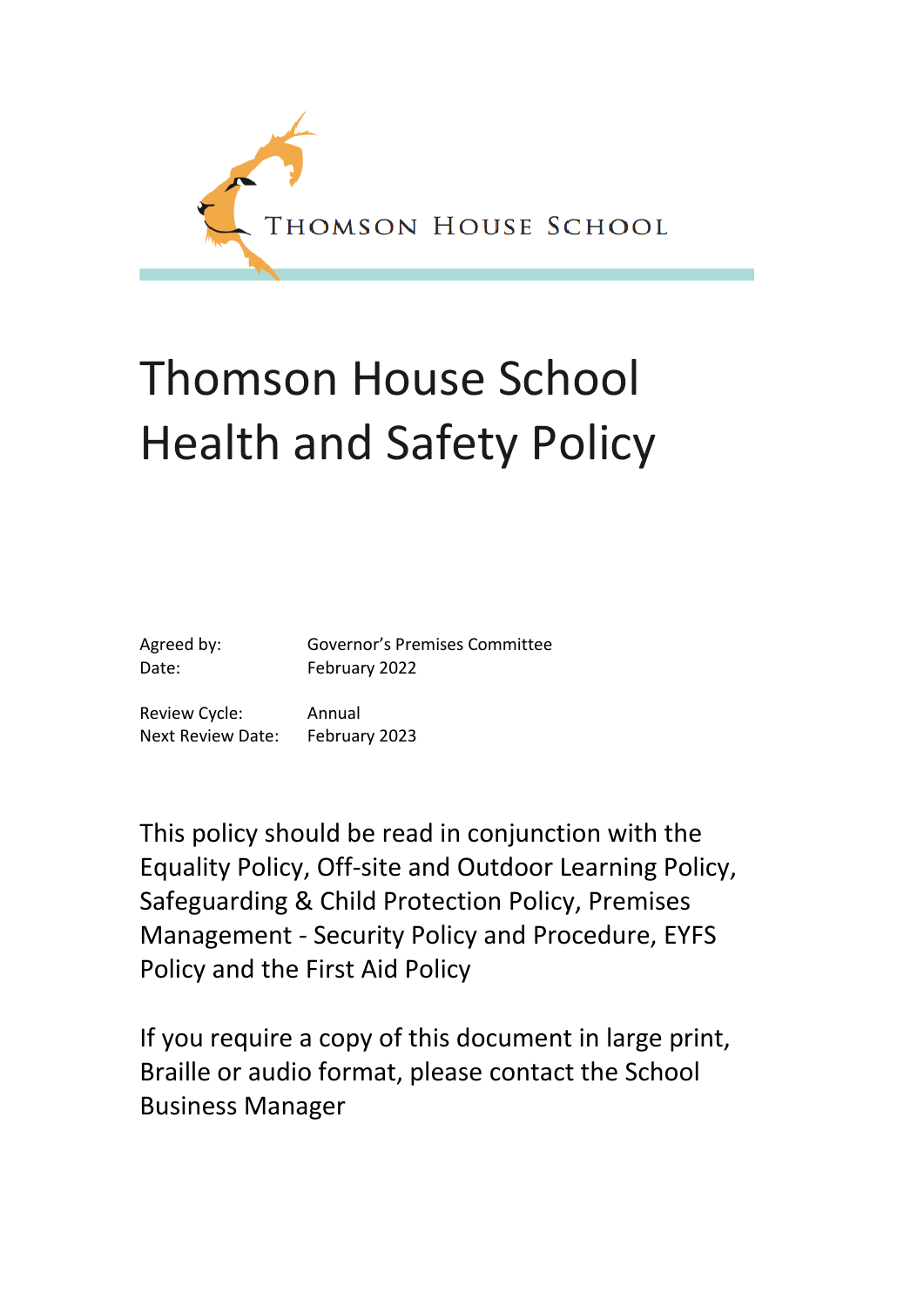Thomson House School

# Thomson House School Health and Safety Policy

| | |
|---|---|
| Agreed by: | Governor's Premises Committee |
| Date: | February 2022 |
| Review Cycle: | Annual |
| Next Review Date: | February 2023 |

This policy should be read in conjunction with the Equality Policy, Off-site and Outdoor Learning Policy, Safeguarding & Child Protection Policy, Premises Management - Security Policy and Procedure, EYFS Policy and the First Aid Policy

If you require a copy of this document in large print, Braille or audio format, please contact the School Business Manager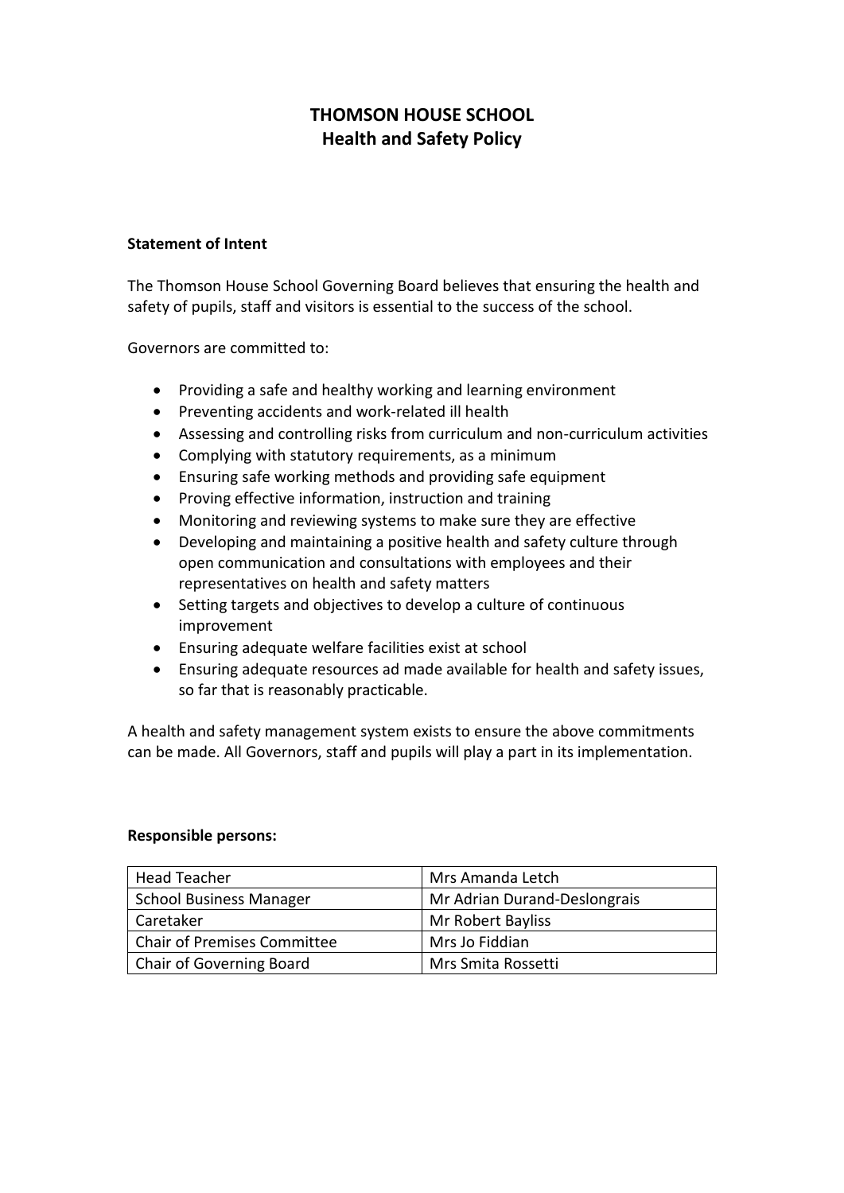# THOMSON HOUSE SCHOOL
## Health and Safety Policy

**Statement of Intent**

The Thomson House School Governing Board believes that ensuring the health and safety of pupils, staff and visitors is essential to the success of the school.

Governors are committed to:

- Providing a safe and healthy working and learning environment
- Preventing accidents and work-related ill health
- Assessing and controlling risks from curriculum and non-curriculum activities
- Complying with statutory requirements, as a minimum
- Ensuring safe working methods and providing safe equipment
- Proving effective information, instruction and training
- Monitoring and reviewing systems to make sure they are effective
- Developing and maintaining a positive health and safety culture through open communication and consultations with employees and their representatives on health and safety matters
- Setting targets and objectives to develop a culture of continuous improvement
- Ensuring adequate welfare facilities exist at school
- Ensuring adequate resources ad made available for health and safety issues, so far that is reasonably practicable.

A health and safety management system exists to ensure the above commitments can be made. All Governors, staff and pupils will play a part in its implementation.

**Responsible persons:**

| | |
|---|---|
| Head Teacher | Mrs Amanda Letch |
| School Business Manager | Mr Adrian Durand-Deslongrais |
| Caretaker | Mr Robert Bayliss |
| Chair of Premises Committee | Mrs Jo Fiddian |
| Chair of Governing Board | Mrs Smita Rossetti |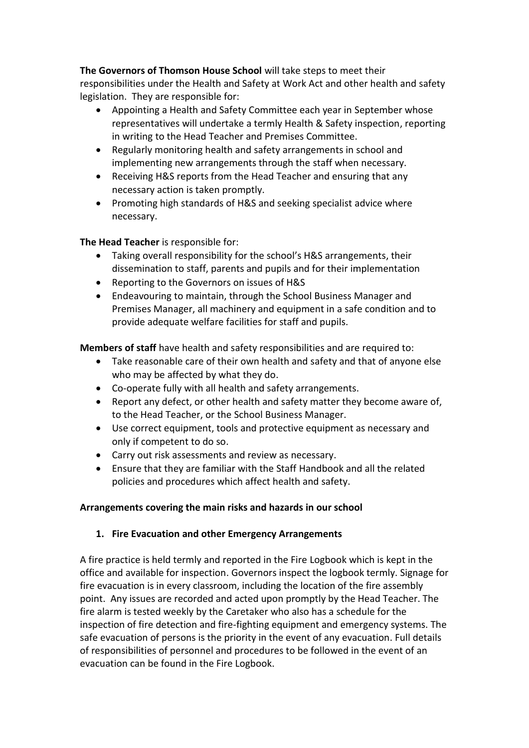**The Governors of Thomson House School** will take steps to meet their responsibilities under the Health and Safety at Work Act and other health and safety legislation. They are responsible for:

- Appointing a Health and Safety Committee each year in September whose representatives will undertake a termly Health & Safety inspection, reporting in writing to the Head Teacher and Premises Committee.
- Regularly monitoring health and safety arrangements in school and implementing new arrangements through the staff when necessary.
- Receiving H&S reports from the Head Teacher and ensuring that any necessary action is taken promptly.
- Promoting high standards of H&S and seeking specialist advice where necessary.

**The Head Teacher** is responsible for:

- Taking overall responsibility for the school's H&S arrangements, their dissemination to staff, parents and pupils and for their implementation
- Reporting to the Governors on issues of H&S
- Endeavouring to maintain, through the School Business Manager and Premises Manager, all machinery and equipment in a safe condition and to provide adequate welfare facilities for staff and pupils.

**Members of staff** have health and safety responsibilities and are required to:

- Take reasonable care of their own health and safety and that of anyone else who may be affected by what they do.
- Co-operate fully with all health and safety arrangements.
- Report any defect, or other health and safety matter they become aware of, to the Head Teacher, or the School Business Manager.
- Use correct equipment, tools and protective equipment as necessary and only if competent to do so.
- Carry out risk assessments and review as necessary.
- Ensure that they are familiar with the Staff Handbook and all the related policies and procedures which affect health and safety.

**Arrangements covering the main risks and hazards in our school**

1. **Fire Evacuation and other Emergency Arrangements**

A fire practice is held termly and reported in the Fire Logbook which is kept in the office and available for inspection. Governors inspect the logbook termly. Signage for fire evacuation is in every classroom, including the location of the fire assembly point. Any issues are recorded and acted upon promptly by the Head Teacher. The fire alarm is tested weekly by the Caretaker who also has a schedule for the inspection of fire detection and fire-fighting equipment and emergency systems. The safe evacuation of persons is the priority in the event of any evacuation. Full details of responsibilities of personnel and procedures to be followed in the event of an evacuation can be found in the Fire Logbook.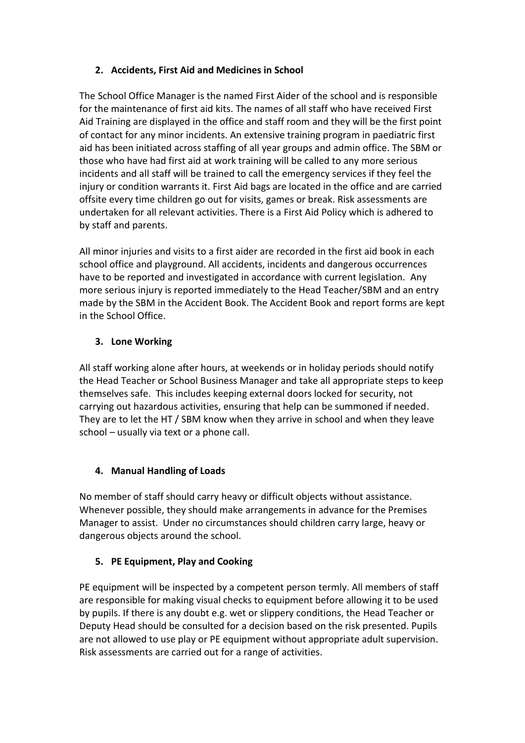## 2. Accidents, First Aid and Medicines in School

The School Office Manager is the named First Aider of the school and is responsible for the maintenance of first aid kits. The names of all staff who have received First Aid Training are displayed in the office and staff room and they will be the first point of contact for any minor incidents. An extensive training program in paediatric first aid has been initiated across staffing of all year groups and admin office. The SBM or those who have had first aid at work training will be called to any more serious incidents and all staff will be trained to call the emergency services if they feel the injury or condition warrants it. First Aid bags are located in the office and are carried offsite every time children go out for visits, games or break. Risk assessments are undertaken for all relevant activities. There is a First Aid Policy which is adhered to by staff and parents.

All minor injuries and visits to a first aider are recorded in the first aid book in each school office and playground. All accidents, incidents and dangerous occurrences have to be reported and investigated in accordance with current legislation. Any more serious injury is reported immediately to the Head Teacher/SBM and an entry made by the SBM in the Accident Book. The Accident Book and report forms are kept in the School Office.

## 3. Lone Working

All staff working alone after hours, at weekends or in holiday periods should notify the Head Teacher or School Business Manager and take all appropriate steps to keep themselves safe. This includes keeping external doors locked for security, not carrying out hazardous activities, ensuring that help can be summoned if needed. They are to let the HT / SBM know when they arrive in school and when they leave school – usually via text or a phone call.

## 4. Manual Handling of Loads

No member of staff should carry heavy or difficult objects without assistance. Whenever possible, they should make arrangements in advance for the Premises Manager to assist. Under no circumstances should children carry large, heavy or dangerous objects around the school.

## 5. PE Equipment, Play and Cooking

PE equipment will be inspected by a competent person termly. All members of staff are responsible for making visual checks to equipment before allowing it to be used by pupils. If there is any doubt e.g. wet or slippery conditions, the Head Teacher or Deputy Head should be consulted for a decision based on the risk presented. Pupils are not allowed to use play or PE equipment without appropriate adult supervision. Risk assessments are carried out for a range of activities.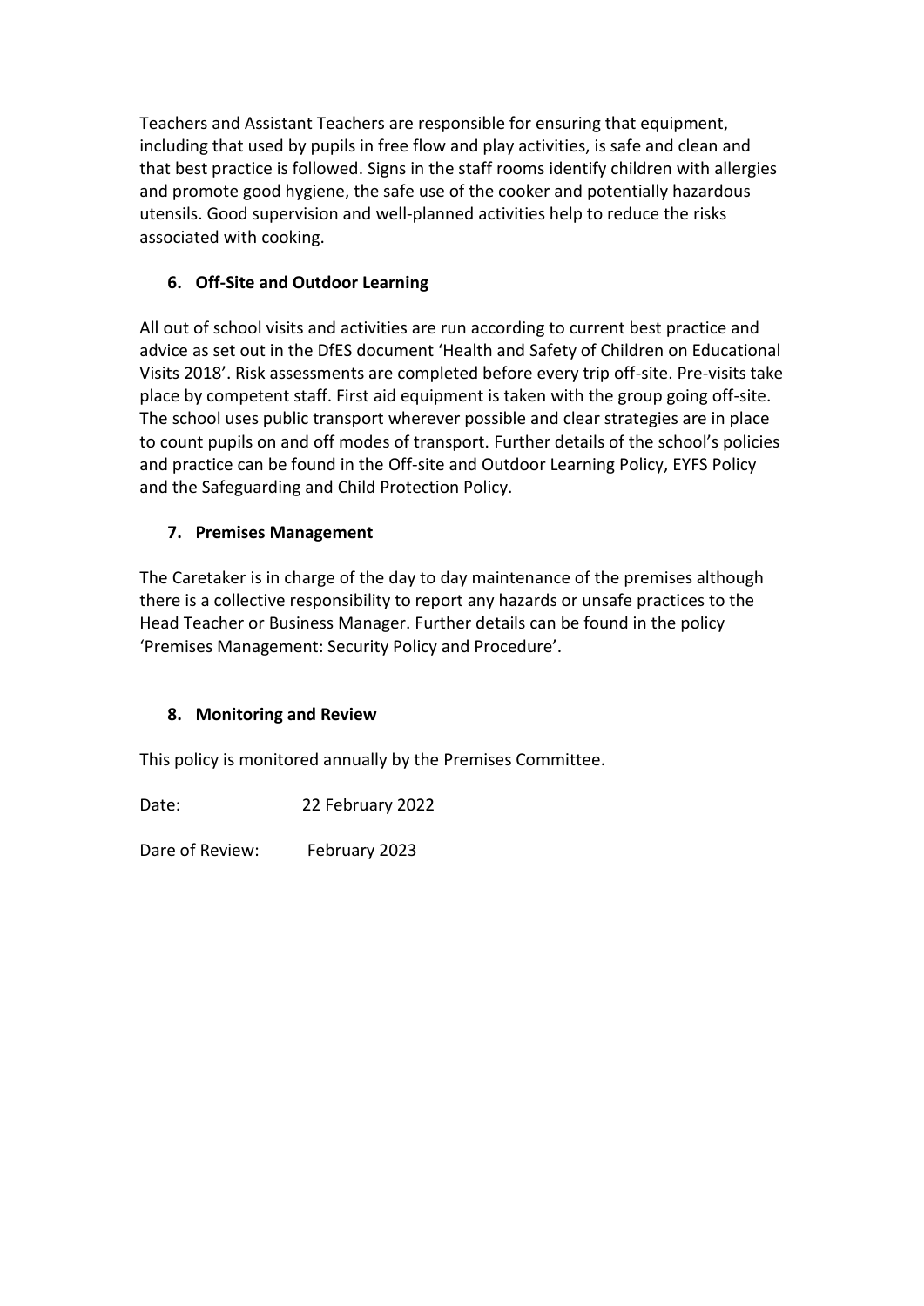Teachers and Assistant Teachers are responsible for ensuring that equipment, including that used by pupils in free flow and play activities, is safe and clean and that best practice is followed. Signs in the staff rooms identify children with allergies and promote good hygiene, the safe use of the cooker and potentially hazardous utensils. Good supervision and well-planned activities help to reduce the risks associated with cooking.

## 6. Off-Site and Outdoor Learning

All out of school visits and activities are run according to current best practice and advice as set out in the DfES document 'Health and Safety of Children on Educational Visits 2018'. Risk assessments are completed before every trip off-site. Pre-visits take place by competent staff. First aid equipment is taken with the group going off-site. The school uses public transport wherever possible and clear strategies are in place to count pupils on and off modes of transport. Further details of the school's policies and practice can be found in the Off-site and Outdoor Learning Policy, EYFS Policy and the Safeguarding and Child Protection Policy.

## 7. Premises Management

The Caretaker is in charge of the day to day maintenance of the premises although there is a collective responsibility to report any hazards or unsafe practices to the Head Teacher or Business Manager. Further details can be found in the policy 'Premises Management: Security Policy and Procedure'.

## 8. Monitoring and Review

This policy is monitored annually by the Premises Committee.

Date: 22 February 2022

Dare of Review: February 2023